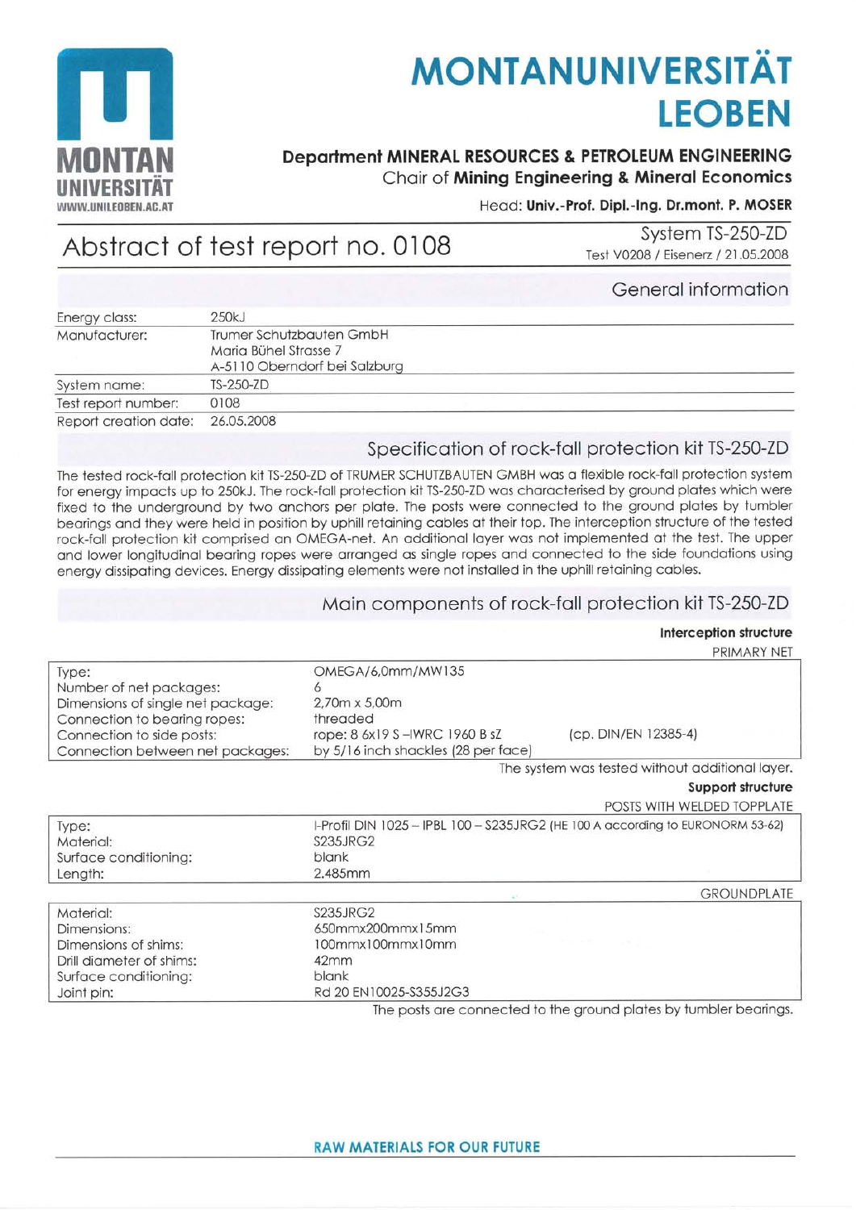# MONTANUNIVERSITÄT LEOBEN

**Department MINERAL RESOURCES & PETROLEUM ENGINEERING**
Chair of **Mining Engineering & Mineral Economics**

Head: **Univ.-Prof. Dipl.-Ing. Dr.mont. P. MOSER**

## Abstract of test report no. 0108

System TS-250-ZD
Test V0208 / Eisenerz / 21.05.2008

### General information

| | |
|---|---|
| Energy class: | 250kJ |
| Manufacturer: | Trumer Schutzbauten GmbH<br>Maria Bühel Strasse 7<br>A-5110 Oberndorf bei Salzburg |
| System name: | TS-250-ZD |
| Test report number: | 0108 |
| Report creation date: | 26.05.2008 |

### Specification of rock-fall protection kit TS-250-ZD

The tested rock-fall protection kit TS-250-ZD of TRUMER SCHUTZBAUTEN GMBH was a flexible rock-fall protection system for energy impacts up to 250kJ. The rock-fall protection kit TS-250-ZD was characterised by ground plates which were fixed to the underground by two anchors per plate. The posts were connected to the ground plates by tumbler bearings and they were held in position by uphill retaining cables at their top. The interception structure of the tested rock-fall protection kit comprised an OMEGA-net. An additional layer was not implemented at the test. The upper and lower longitudinal bearing ropes were arranged as single ropes and connected to the side foundations using energy dissipating devices. Energy dissipating elements were not installed in the uphill retaining cables.

### Main components of rock-fall protection kit TS-250-ZD

**Interception structure**

PRIMARY NET

| | | |
|---|---|---|
| Type: | OMEGA/6,0mm/MW135 | |
| Number of net packages: | 6 | |
| Dimensions of single net package: | 2,70m x 5,00m | |
| Connection to bearing ropes: | threaded | |
| Connection to side posts: | rope: 8 6x19 S –IWRC 1960 B sZ | (cp. DIN/EN 12385-4) |
| Connection between net packages: | by 5/16 inch shackles (28 per face) | |

The system was tested without additional layer.

**Support structure**

POSTS WITH WELDED TOPPLATE

| | |
|---|---|
| Type: | I-Profil DIN 1025 – IPBL 100 – S235JRG2 (HE 100 A according to EURONORM 53-62) |
| Material: | S235JRG2 |
| Surface conditioning: | blank |
| Length: | 2.485mm |

GROUNDPLATE

| | |
|---|---|
| Material: | S235JRG2 |
| Dimensions: | 650mmx200mmx15mm |
| Dimensions of shims: | 100mmx100mmx10mm |
| Drill diameter of shims: | 42mm |
| Surface conditioning: | blank |
| Joint pin: | Rd 20 EN10025-S355J2G3 |

The posts are connected to the ground plates by tumbler bearings.

RAW MATERIALS FOR OUR FUTURE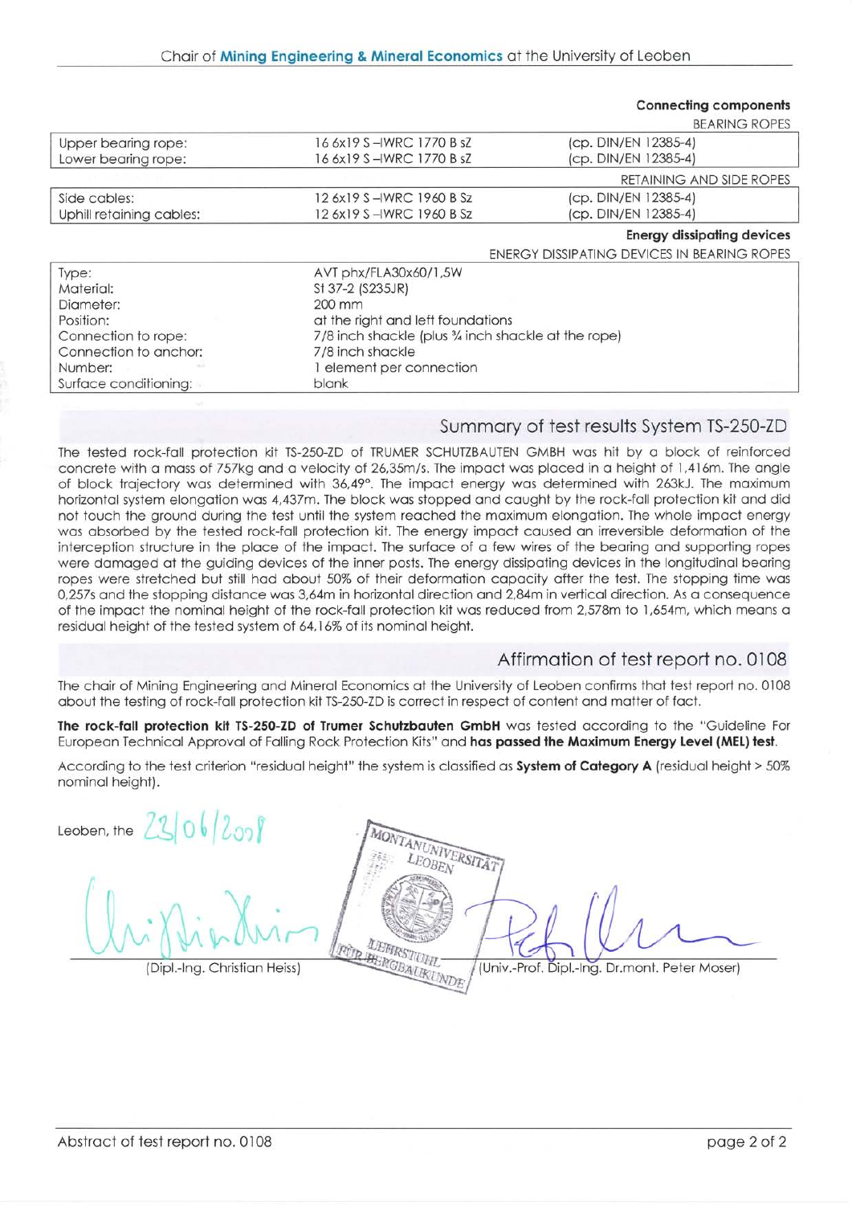### Connecting components

| BEARING ROPES | | |
|---|---|---|
| Upper bearing rope: | 16 6x19 S –IWRC 1770 B sZ | (cp. DIN/EN 12385-4) |
| Lower bearing rope: | 16 6x19 S –IWRC 1770 B sZ | (cp. DIN/EN 12385-4) |

| RETAINING AND SIDE ROPES | | |
|---|---|---|
| Side cables: | 12 6x19 S –IWRC 1960 B Sz | (cp. DIN/EN 12385-4) |
| Uphill retaining cables: | 12 6x19 S –IWRC 1960 B Sz | (cp. DIN/EN 12385-4) |

### Energy dissipating devices

| ENERGY DISSIPATING DEVICES IN BEARING ROPES | |
|---|---|
| Type: | AVT phx/FLA30x60/1,5W |
| Material: | St 37-2 (S235JR) |
| Diameter: | 200 mm |
| Position: | at the right and left foundations |
| Connection to rope: | 7/8 inch shackle (plus ¾ inch shackle at the rope) |
| Connection to anchor: | 7/8 inch shackle |
| Number: | 1 element per connection |
| Surface conditioning: | blank |

## Summary of test results System TS-250-ZD

The tested rock-fall protection kit TS-250-ZD of TRUMER SCHUTZBAUTEN GMBH was hit by a block of reinforced concrete with a mass of 757kg and a velocity of 26,35m/s. The impact was placed in a height of 1,416m. The angle of block trajectory was determined with 36,49°. The impact energy was determined with 263kJ. The maximum horizontal system elongation was 4,437m. The block was stopped and caught by the rock-fall protection kit and did not touch the ground during the test until the system reached the maximum elongation. The whole impact energy was absorbed by the tested rock-fall protection kit. The energy impact caused an irreversible deformation of the interception structure in the place of the impact. The surface of a few wires of the bearing and supporting ropes were damaged at the guiding devices of the inner posts. The energy dissipating devices in the longitudinal bearing ropes were stretched but still had about 50% of their deformation capacity after the test. The stopping time was 0,257s and the stopping distance was 3,64m in horizontal direction and 2,84m in vertical direction. As a consequence of the impact the nominal height of the rock-fall protection kit was reduced from 2,578m to 1,654m, which means a residual height of the tested system of 64,16% of its nominal height.

## Affirmation of test report no. 0108

The chair of Mining Engineering and Mineral Economics at the University of Leoben confirms that test report no. 0108 about the testing of rock-fall protection kit TS-250-ZD is correct in respect of content and matter of fact.

**The rock-fall protection kit TS-250-ZD of Trumer Schutzbauten GmbH** was tested according to the "Guideline For European Technical Approval of Falling Rock Protection Kits" and **has passed the Maximum Energy Level (MEL) test**.

According to the test criterion "residual height" the system is classified as **System of Category A** (residual height > 50% nominal height).

Leoben, the 23/06/2008

MONTANUNIVERSITÄT LEOBEN – LEHRSTUHL FÜR BERGBAUKUNDE

(Dipl.-Ing. Christian Heiss) (Univ.-Prof. Dipl.-Ing. Dr.mont. Peter Moser)

Abstract of test report no. 0108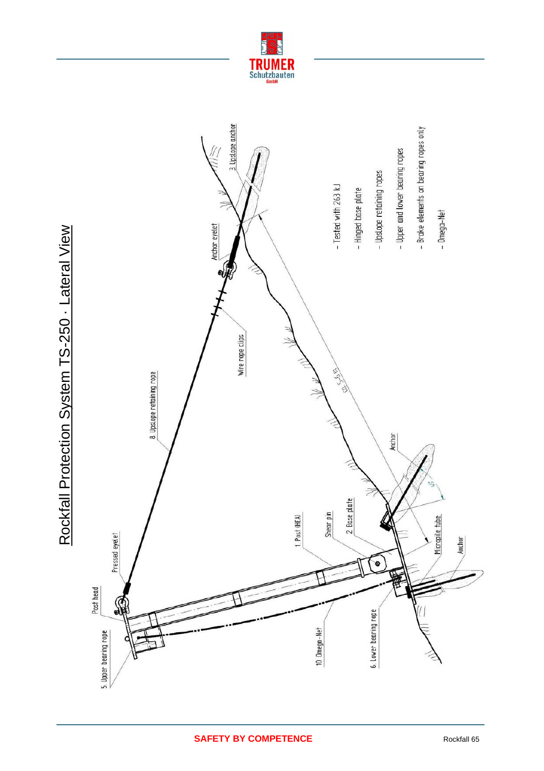# Rockfall Protection System TS-250 · Lateral View

- Tested with 263 kJ
- Hinged base plate
- Upslope retaining ropes
- Upper and lower bearing ropes
- Brake elements on bearing ropes only
- Omega-Net

3 Upslope anchor

Anchor eyelet

Wire rope clips

8 Upslope retaining rope

ca. 5-6 m

Anchor

Pressed eyelet

Post head

5 Upper bearing rope

1 Post (HEA)

Shear pin

2 Base plate

Micropile tube

Anchor

10 Omega-Net

6 Lower bearing rope

**SAFETY BY COMPETENCE**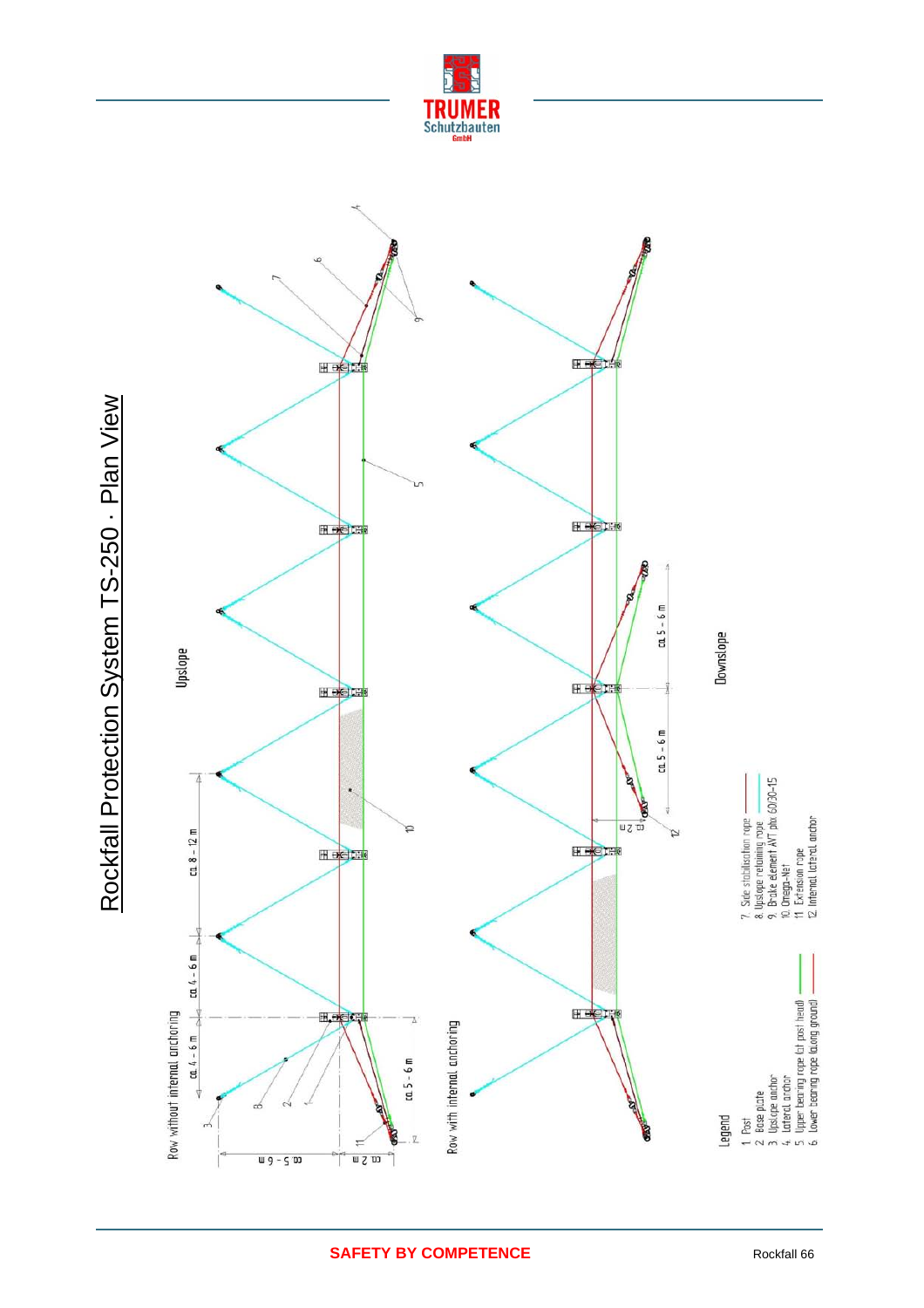# Rockfall Protection System TS-250 · Plan View

Upslope

Row without internal anchoring

ca. 4 – 6 m

ca. 4 – 6 m

ca. 8 – 12 m

ca. 5 – 6 m

ca. 2 m

ca. 5 – 6 m

Row with internal anchoring

ca. 5 – 6 m

ca. 5 – 6 m

ca. 2 m

Downslope

Legend

1 Post
2 Base plate
3 Upslope anchor
4 Lateral anchor
5 Upper bearing rope (at post head)
6 Lower bearing rope (along ground)
7 Side stabilisation rope
8 Upslope retaining rope
9 Brake element AVT plus 60/30-15
10 Omega-Net
11 Extension rope
12 Internal lateral anchor

SAFETY BY COMPETENCE